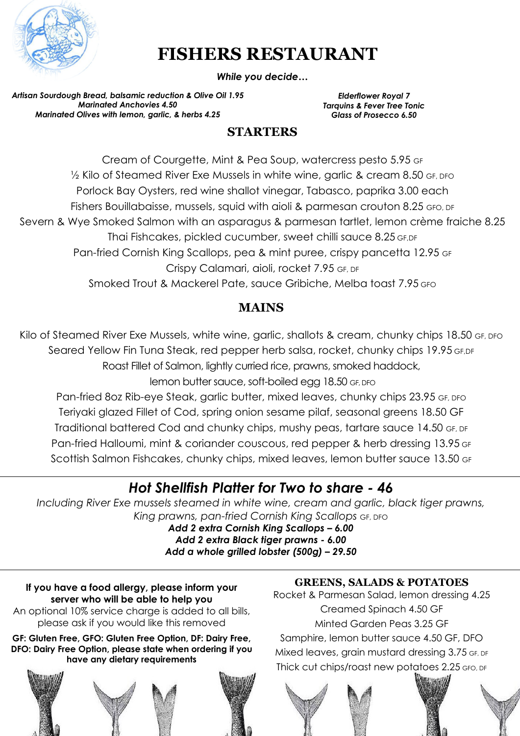# FISHERS RESTAURANT

***While you decide…***

*Artisan Sourdough Bread, balsamic reduction & Olive Oil 1.95*
*Marinated Anchovies 4.50*
*Marinated Olives with lemon, garlic, & herbs 4.25*

*Elderflower Royal 7*
*Tarquins & Fever Tree Tonic*
*Glass of Prosecco 6.50*

## STARTERS

Cream of Courgette, Mint & Pea Soup, watercress pesto 5.95 GF

½ Kilo of Steamed River Exe Mussels in white wine, garlic & cream 8.50 GF, DFO

Porlock Bay Oysters, red wine shallot vinegar, Tabasco, paprika 3.00 each

Fishers Bouillabaisse, mussels, squid with aioli & parmesan crouton 8.25 GFO, DF

Severn & Wye Smoked Salmon with an asparagus & parmesan tartlet, lemon crème fraiche 8.25

Thai Fishcakes, pickled cucumber, sweet chilli sauce 8.25 GF,DF

Pan-fried Cornish King Scallops, pea & mint puree, crispy pancetta 12.95 GF

Crispy Calamari, aioli, rocket 7.95 GF, DF

Smoked Trout & Mackerel Pate, sauce Gribiche, Melba toast 7.95 GFO

## MAINS

Kilo of Steamed River Exe Mussels, white wine, garlic, shallots & cream, chunky chips 18.50 GF, DFO

Seared Yellow Fin Tuna Steak, red pepper herb salsa, rocket, chunky chips 19.95 GF,DF

Roast Fillet of Salmon, lightly curried rice, prawns, smoked haddock,
lemon butter sauce, soft-boiled egg 18.50 GF, DFO

Pan-fried 8oz Rib-eye Steak, garlic butter, mixed leaves, chunky chips 23.95 GF, DFO

Teriyaki glazed Fillet of Cod, spring onion sesame pilaf, seasonal greens 18.50 GF

Traditional battered Cod and chunky chips, mushy peas, tartare sauce 14.50 GF, DF

Pan-fried Halloumi, mint & coriander couscous, red pepper & herb dressing 13.95 GF

Scottish Salmon Fishcakes, chunky chips, mixed leaves, lemon butter sauce 13.50 GF

---

## *Hot Shellfish Platter for Two to share - 46*

*Including River Exe mussels steamed in white wine, cream and garlic, black tiger prawns,*
*King prawns, pan-fried Cornish King Scallops* GF, DFO

***Add 2 extra Cornish King Scallops – 6.00***
***Add 2 extra Black tiger prawns - 6.00***
***Add a whole grilled lobster (500g) – 29.50***

---

**If you have a food allergy, please inform your server who will be able to help you**
An optional 10% service charge is added to all bills, please ask if you would like this removed

**GF: Gluten Free, GFO: Gluten Free Option, DF: Dairy Free, DFO: Dairy Free Option, please state when ordering if you have any dietary requirements**

## GREENS, SALADS & POTATOES

Rocket & Parmesan Salad, lemon dressing 4.25

Creamed Spinach 4.50 GF

Minted Garden Peas 3.25 GF

Samphire, lemon butter sauce 4.50 GF, DFO

Mixed leaves, grain mustard dressing 3.75 GF, DF

Thick cut chips/roast new potatoes 2.25 GFO, DF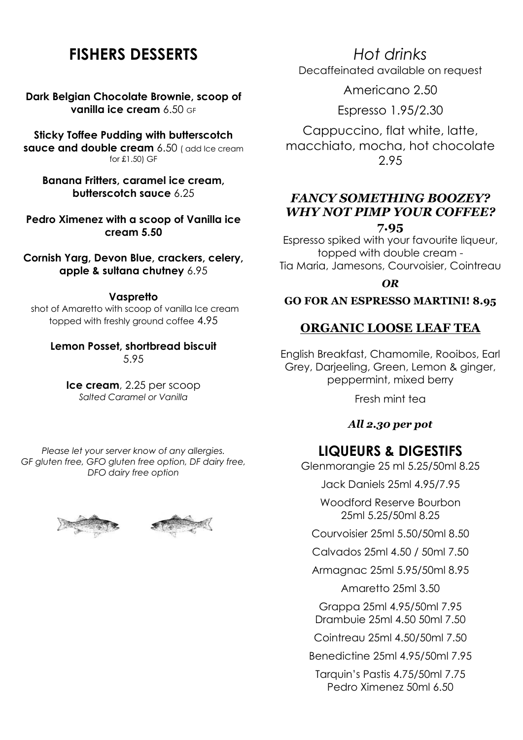# FISHERS DESSERTS

**Dark Belgian Chocolate Brownie, scoop of vanilla ice cream** 6.50 GF

**Sticky Toffee Pudding with butterscotch sauce and double cream** 6.50 ( add Ice cream for £1.50) GF

**Banana Fritters, caramel ice cream, butterscotch sauce** 6.25

**Pedro Ximenez with a scoop of Vanilla ice cream 5.50**

**Cornish Yarg, Devon Blue, crackers, celery, apple & sultana chutney** 6.95

**Vaspretto**
shot of Amaretto with scoop of vanilla Ice cream topped with freshly ground coffee 4.95

**Lemon Posset, shortbread biscuit**
5.95

**Ice cream**, 2.25 per scoop
*Salted Caramel or Vanilla*

*Please let your server know of any allergies.*
*GF gluten free, GFO gluten free option, DF dairy free, DFO dairy free option*

# *Hot drinks*

Decaffeinated available on request

Americano 2.50

Espresso 1.95/2.30

Cappuccino, flat white, latte, macchiato, mocha, hot chocolate 2.95

### *FANCY SOMETHING BOOZEY? WHY NOT PIMP YOUR COFFEE?*

**7.95**

Espresso spiked with your favourite liqueur, topped with double cream -
Tia Maria, Jamesons, Courvoisier, Cointreau

***OR***

**GO FOR AN ESPRESSO MARTINI! 8.95**

## ORGANIC LOOSE LEAF TEA

English Breakfast, Chamomile, Rooibos, Earl Grey, Darjeeling, Green, Lemon & ginger, peppermint, mixed berry

Fresh mint tea

***All 2.30 per pot***

## LIQUEURS & DIGESTIFS

Glenmorangie 25 ml 5.25/50ml 8.25

Jack Daniels 25ml 4.95/7.95

Woodford Reserve Bourbon 25ml 5.25/50ml 8.25

Courvoisier 25ml 5.50/50ml 8.50

Calvados 25ml 4.50 / 50ml 7.50

Armagnac 25ml 5.95/50ml 8.95

Amaretto 25ml 3.50

Grappa 25ml 4.95/50ml 7.95

Drambuie 25ml 4.50 50ml 7.50

Cointreau 25ml 4.50/50ml 7.50

Benedictine 25ml 4.95/50ml 7.95

Tarquin's Pastis 4.75/50ml 7.75

Pedro Ximenez 50ml 6.50